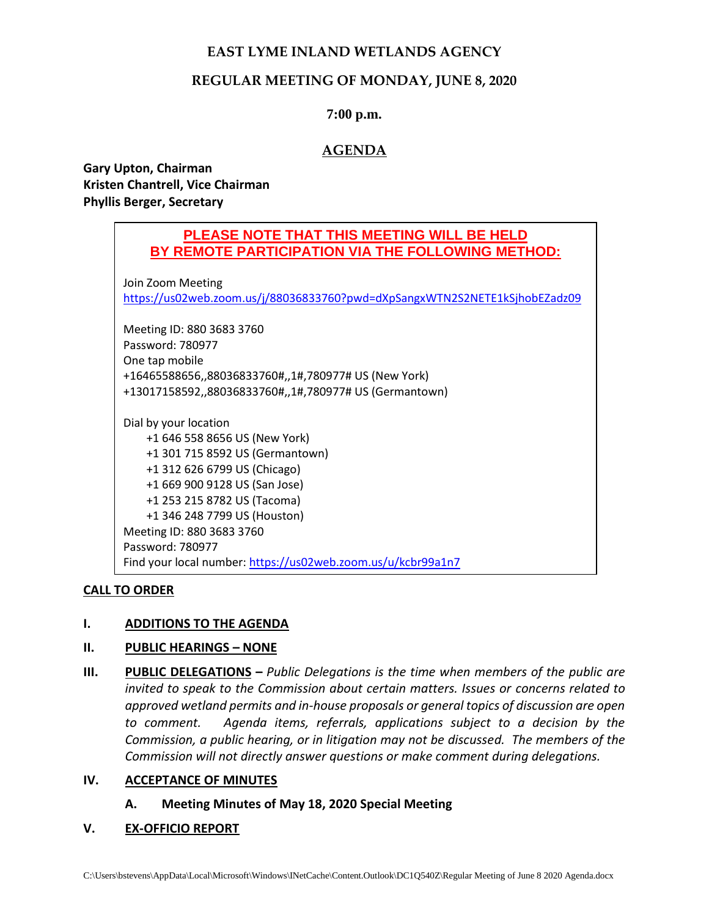# EAST LYME INLAND WETLANDS AGENCY

## REGULAR MEETING OF MONDAY, JUNE 8, 2020

**7:00 p.m.**

## AGENDA

**Gary Upton, Chairman**
**Kristen Chantrell, Vice Chairman**
**Phyllis Berger, Secretary**

**PLEASE NOTE THAT THIS MEETING WILL BE HELD BY REMOTE PARTICIPATION VIA THE FOLLOWING METHOD:**

Join Zoom Meeting
https://us02web.zoom.us/j/88036833760?pwd=dXpSangxWTN2S2NETE1kSjhobEZadz09

Meeting ID: 880 3683 3760
Password: 780977
One tap mobile
+16465588656,,88036833760#,,1#,780977# US (New York)
+13017158592,,88036833760#,,1#,780977# US (Germantown)

Dial by your location
- +1 646 558 8656 US (New York)
- +1 301 715 8592 US (Germantown)
- +1 312 626 6799 US (Chicago)
- +1 669 900 9128 US (San Jose)
- +1 253 215 8782 US (Tacoma)
- +1 346 248 7799 US (Houston)

Meeting ID: 880 3683 3760
Password: 780977
Find your local number: https://us02web.zoom.us/u/kcbr99a1n7

**CALL TO ORDER**

**I. ADDITIONS TO THE AGENDA**

**II. PUBLIC HEARINGS – NONE**

**III. PUBLIC DELEGATIONS** – *Public Delegations is the time when members of the public are invited to speak to the Commission about certain matters. Issues or concerns related to approved wetland permits and in-house proposals or general topics of discussion are open to comment. Agenda items, referrals, applications subject to a decision by the Commission, a public hearing, or in litigation may not be discussed. The members of the Commission will not directly answer questions or make comment during delegations.*

**IV. ACCEPTANCE OF MINUTES**

**A. Meeting Minutes of May 18, 2020 Special Meeting**

**V. EX-OFFICIO REPORT**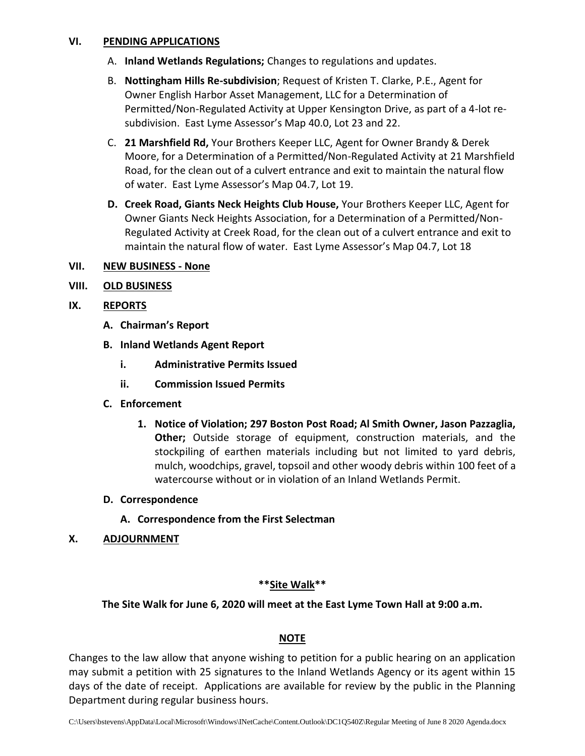## VI. PENDING APPLICATIONS

A. **Inland Wetlands Regulations;** Changes to regulations and updates.

B. **Nottingham Hills Re-subdivision**; Request of Kristen T. Clarke, P.E., Agent for Owner English Harbor Asset Management, LLC for a Determination of Permitted/Non-Regulated Activity at Upper Kensington Drive, as part of a 4-lot re-subdivision. East Lyme Assessor's Map 40.0, Lot 23 and 22.

C. **21 Marshfield Rd,** Your Brothers Keeper LLC, Agent for Owner Brandy & Derek Moore, for a Determination of a Permitted/Non-Regulated Activity at 21 Marshfield Road, for the clean out of a culvert entrance and exit to maintain the natural flow of water. East Lyme Assessor's Map 04.7, Lot 19.

**D. Creek Road, Giants Neck Heights Club House,** Your Brothers Keeper LLC, Agent for Owner Giants Neck Heights Association, for a Determination of a Permitted/Non-Regulated Activity at Creek Road, for the clean out of a culvert entrance and exit to maintain the natural flow of water. East Lyme Assessor's Map 04.7, Lot 18

## VII. NEW BUSINESS - None

## VIII. OLD BUSINESS

## IX. REPORTS

**A. Chairman's Report**

**B. Inland Wetlands Agent Report**

**i. Administrative Permits Issued**

**ii. Commission Issued Permits**

**C. Enforcement**

1. **Notice of Violation; 297 Boston Post Road; Al Smith Owner, Jason Pazzaglia, Other;** Outside storage of equipment, construction materials, and the stockpiling of earthen materials including but not limited to yard debris, mulch, woodchips, gravel, topsoil and other woody debris within 100 feet of a watercourse without or in violation of an Inland Wetlands Permit.

**D. Correspondence**

**A. Correspondence from the First Selectman**

## X. ADJOURNMENT

**\*\*Site Walk\*\***

**The Site Walk for June 6, 2020 will meet at the East Lyme Town Hall at 9:00 a.m.**

**NOTE**

Changes to the law allow that anyone wishing to petition for a public hearing on an application may submit a petition with 25 signatures to the Inland Wetlands Agency or its agent within 15 days of the date of receipt. Applications are available for review by the public in the Planning Department during regular business hours.

C:\Users\bstevens\AppData\Local\Microsoft\Windows\INetCache\Content.Outlook\DC1Q540Z\Regular Meeting of June 8 2020 Agenda.docx